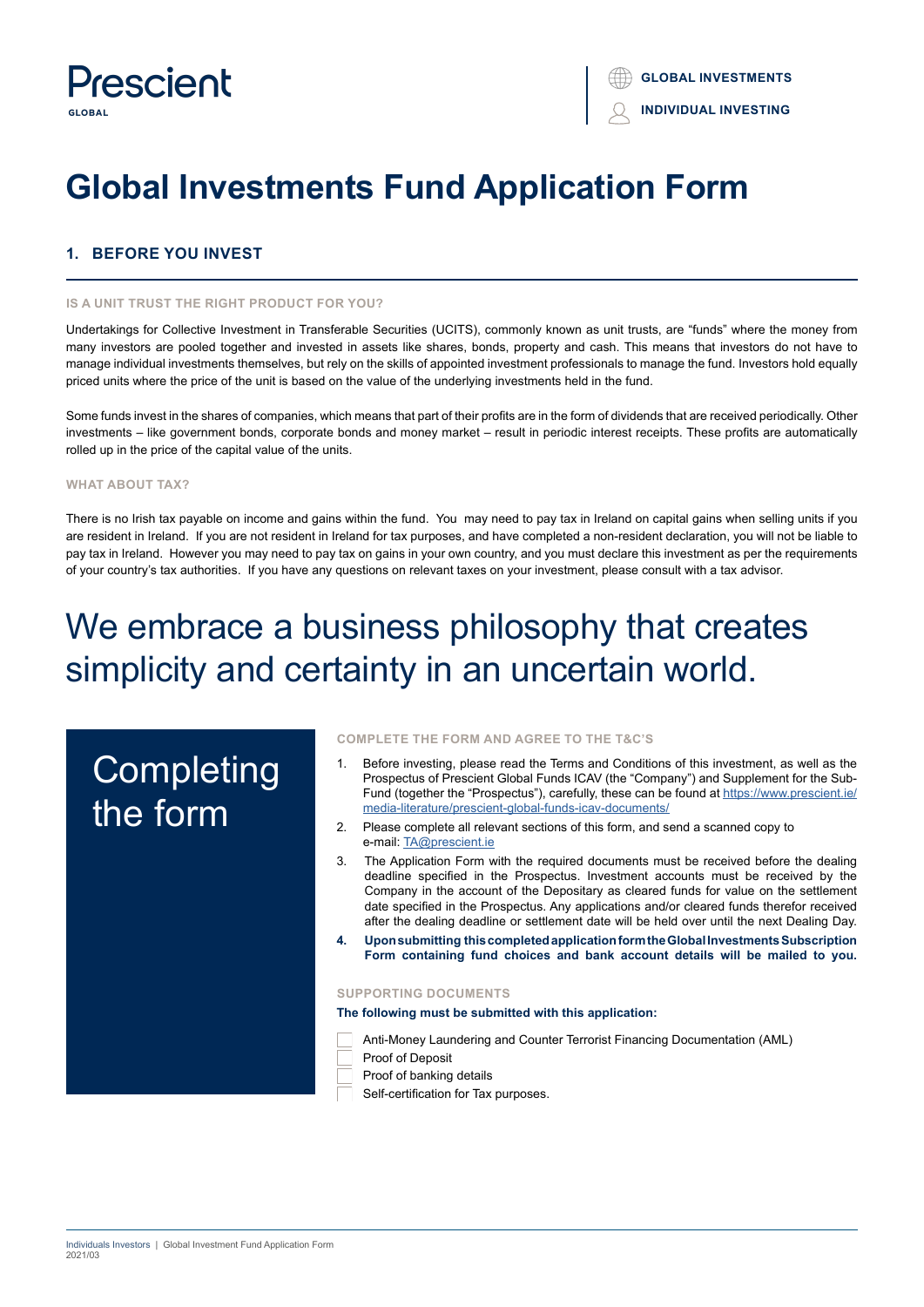Prescient
GLOBAL

GLOBAL INVESTMENTS
INDIVIDUAL INVESTING

# Global Investments Fund Application Form

## 1. BEFORE YOU INVEST

### IS A UNIT TRUST THE RIGHT PRODUCT FOR YOU?

Undertakings for Collective Investment in Transferable Securities (UCITS), commonly known as unit trusts, are "funds" where the money from many investors are pooled together and invested in assets like shares, bonds, property and cash. This means that investors do not have to manage individual investments themselves, but rely on the skills of appointed investment professionals to manage the fund. Investors hold equally priced units where the price of the unit is based on the value of the underlying investments held in the fund.

Some funds invest in the shares of companies, which means that part of their profits are in the form of dividends that are received periodically. Other investments – like government bonds, corporate bonds and money market – result in periodic interest receipts. These profits are automatically rolled up in the price of the capital value of the units.

### WHAT ABOUT TAX?

There is no Irish tax payable on income and gains within the fund. You may need to pay tax in Ireland on capital gains when selling units if you are resident in Ireland. If you are not resident in Ireland for tax purposes, and have completed a non-resident declaration, you will not be liable to pay tax in Ireland. However you may need to pay tax on gains in your own country, and you must declare this investment as per the requirements of your country's tax authorities. If you have any questions on relevant taxes on your investment, please consult with a tax advisor.

We embrace a business philosophy that creates simplicity and certainty in an uncertain world.

## Completing the form

### COMPLETE THE FORM AND AGREE TO THE T&C'S

1. Before investing, please read the Terms and Conditions of this investment, as well as the Prospectus of Prescient Global Funds ICAV (the "Company") and Supplement for the Sub-Fund (together the "Prospectus"), carefully, these can be found at https://www.prescient.ie/media-literature/prescient-global-funds-icav-documents/
2. Please complete all relevant sections of this form, and send a scanned copy to e-mail: TA@prescient.ie
3. The Application Form with the required documents must be received before the dealing deadline specified in the Prospectus. Investment accounts must be received by the Company in the account of the Depositary as cleared funds for value on the settlement date specified in the Prospectus. Any applications and/or cleared funds therefor received after the dealing deadline or settlement date will be held over until the next Dealing Day.
4. **Upon submitting this completed application form the Global Investments Subscription Form containing fund choices and bank account details will be mailed to you.**

### SUPPORTING DOCUMENTS

**The following must be submitted with this application:**

- ☐ Anti-Money Laundering and Counter Terrorist Financing Documentation (AML)
- ☐ Proof of Deposit
- ☐ Proof of banking details
- ☐ Self-certification for Tax purposes.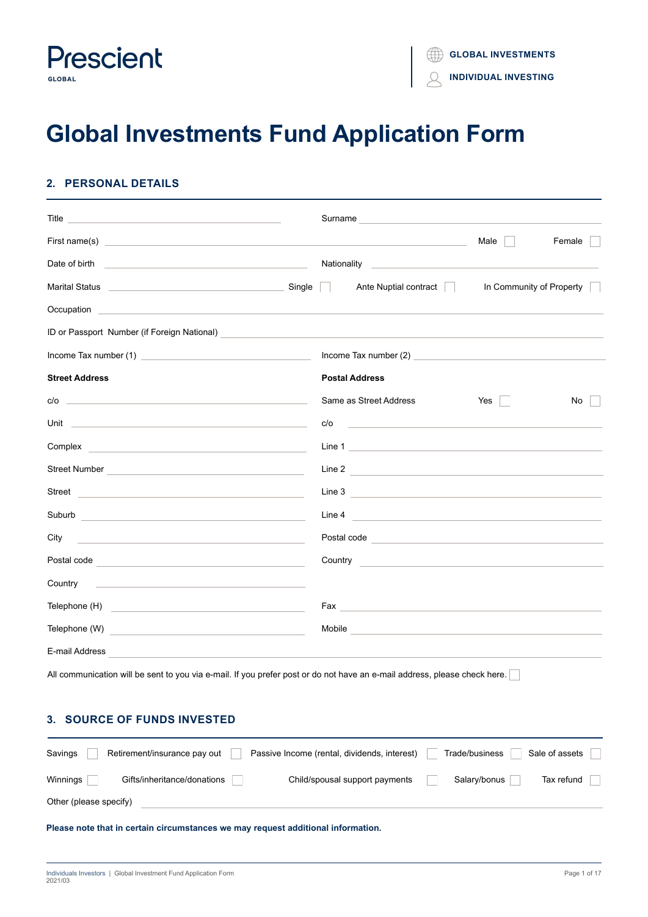Prescient
GLOBAL

GLOBAL INVESTMENTS
INDIVIDUAL INVESTING

# Global Investments Fund Application Form

## 2. PERSONAL DETAILS

Title ______________________ Surname ______________________

First name(s) ______________________ Male ☐ Female ☐

Date of birth ______________________ Nationality ______________________

Marital Status ______________________ Single ☐ Ante Nuptial contract ☐ In Community of Property ☐

Occupation ______________________

ID or Passport Number (if Foreign National) ______________________

Income Tax number (1) ______________________ Income Tax number (2) ______________________

| **Street Address** | **Postal Address** |
|---|---|
| c/o ______________________ | Same as Street Address Yes ☐ No ☐ |
| Unit ______________________ | c/o ______________________ |
| Complex ______________________ | Line 1 ______________________ |
| Street Number ______________________ | Line 2 ______________________ |
| Street ______________________ | Line 3 ______________________ |
| Suburb ______________________ | Line 4 ______________________ |
| City ______________________ | Postal code ______________________ |
| Postal code ______________________ | Country ______________________ |
| Country ______________________ | |
| Telephone (H) ______________________ | Fax ______________________ |
| Telephone (W) ______________________ | Mobile ______________________ |

E-mail Address ______________________

All communication will be sent to you via e-mail. If you prefer post or do not have an e-mail address, please check here. ☐

## 3. SOURCE OF FUNDS INVESTED

Savings ☐ Retirement/insurance pay out ☐ Passive Income (rental, dividends, interest) ☐ Trade/business ☐ Sale of assets ☐

Winnings ☐ Gifts/inheritance/donations ☐ Child/spousal support payments ☐ Salary/bonus ☐ Tax refund ☐

Other (please specify) ______________________

**Please note that in certain circumstances we may request additional information.**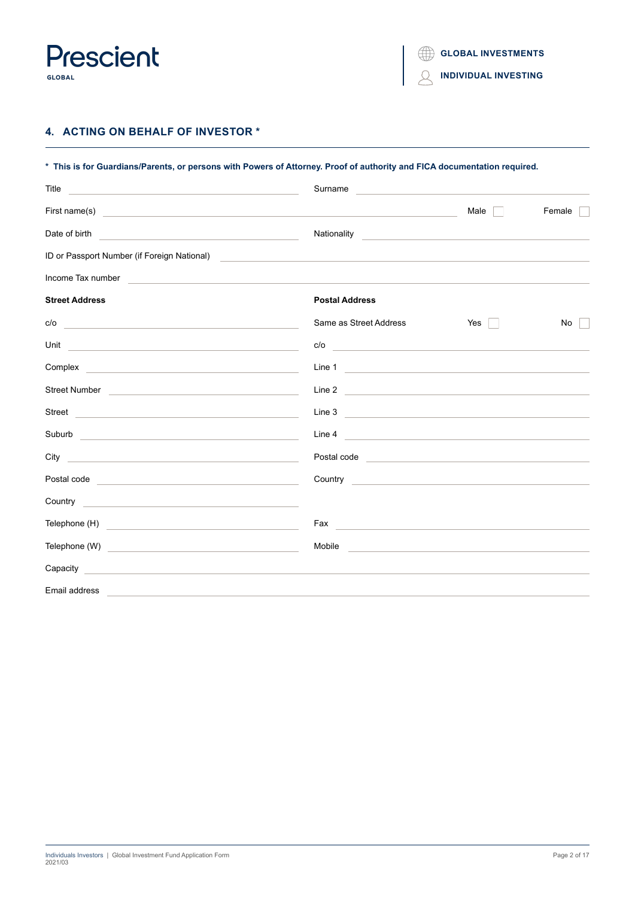## 4. ACTING ON BEHALF OF INVESTOR *

**\* This is for Guardians/Parents, or persons with Powers of Attorney. Proof of authority and FICA documentation required.**

Title ____________________ Surname ____________________

First name(s) ____________________ Male ☐ Female ☐

Date of birth ____________________ Nationality ____________________

ID or Passport Number (if Foreign National) ____________________

Income Tax number ____________________

| **Street Address** | **Postal Address** |
|---|---|
| | Same as Street Address Yes ☐ No ☐ |
| c/o | c/o |
| Unit | Line 1 |
| Complex | Line 2 |
| Street Number | Line 3 |
| Street | Line 4 |
| Suburb | Postal code |
| City | Country |
| Postal code | |
| Country | |

Telephone (H) ____________________ Fax ____________________

Telephone (W) ____________________ Mobile ____________________

Capacity ____________________

Email address ____________________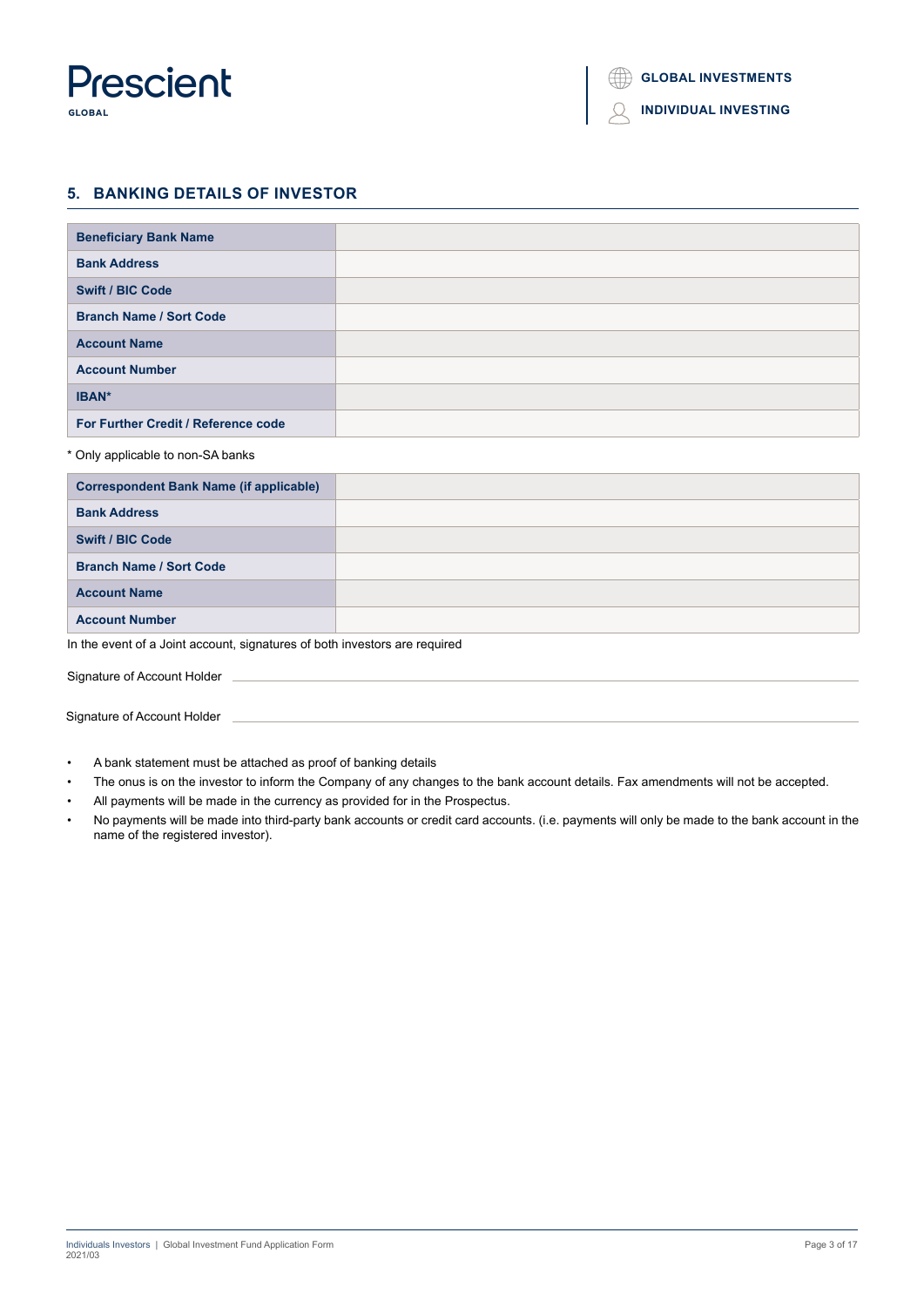## 5. BANKING DETAILS OF INVESTOR

| | |
|---|---|
| **Beneficiary Bank Name** | |
| **Bank Address** | |
| **Swift / BIC Code** | |
| **Branch Name / Sort Code** | |
| **Account Name** | |
| **Account Number** | |
| **IBAN*** | |
| **For Further Credit / Reference code** | |

\* Only applicable to non-SA banks

| | |
|---|---|
| **Correspondent Bank Name (if applicable)** | |
| **Bank Address** | |
| **Swift / BIC Code** | |
| **Branch Name / Sort Code** | |
| **Account Name** | |
| **Account Number** | |

In the event of a Joint account, signatures of both investors are required

Signature of Account Holder ______________________________

Signature of Account Holder ______________________________

- A bank statement must be attached as proof of banking details
- The onus is on the investor to inform the Company of any changes to the bank account details. Fax amendments will not be accepted.
- All payments will be made in the currency as provided for in the Prospectus.
- No payments will be made into third-party bank accounts or credit card accounts. (i.e. payments will only be made to the bank account in the name of the registered investor).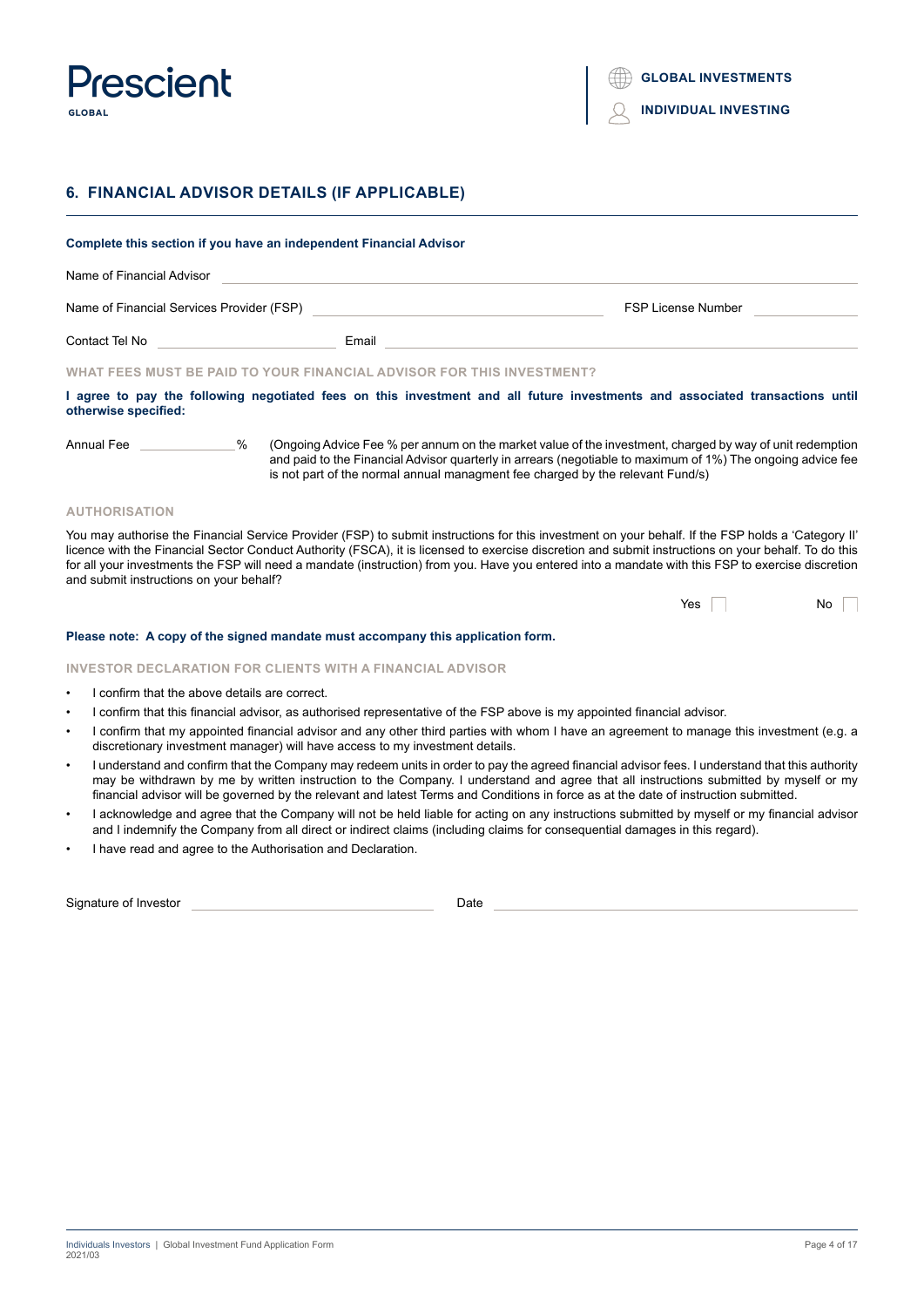## 6. FINANCIAL ADVISOR DETAILS (IF APPLICABLE)

**Complete this section if you have an independent Financial Advisor**

Name of Financial Advisor \_\_\_\_\_\_\_\_\_\_\_\_\_\_\_\_\_\_\_\_\_\_\_\_\_\_\_\_\_\_\_\_\_\_\_\_\_\_\_\_

Name of Financial Services Provider (FSP) \_\_\_\_\_\_\_\_\_\_\_\_\_\_\_\_\_\_\_\_ FSP License Number \_\_\_\_\_\_\_\_\_\_

Contact Tel No \_\_\_\_\_\_\_\_\_\_\_\_\_\_\_\_ Email \_\_\_\_\_\_\_\_\_\_\_\_\_\_\_\_\_\_\_\_\_\_\_\_\_\_\_\_

### WHAT FEES MUST BE PAID TO YOUR FINANCIAL ADVISOR FOR THIS INVESTMENT?

**I agree to pay the following negotiated fees on this investment and all future investments and associated transactions until otherwise specified:**

Annual Fee \_\_\_\_\_\_\_\_\_\_\_\_ % (Ongoing Advice Fee % per annum on the market value of the investment, charged by way of unit redemption and paid to the Financial Advisor quarterly in arrears (negotiable to maximum of 1%) The ongoing advice fee is not part of the normal annual managment fee charged by the relevant Fund/s)

### AUTHORISATION

You may authorise the Financial Service Provider (FSP) to submit instructions for this investment on your behalf. If the FSP holds a 'Category II' licence with the Financial Sector Conduct Authority (FSCA), it is licensed to exercise discretion and submit instructions on your behalf. To do this for all your investments the FSP will need a mandate (instruction) from you. Have you entered into a mandate with this FSP to exercise discretion and submit instructions on your behalf?

Yes ☐ No ☐

**Please note: A copy of the signed mandate must accompany this application form.**

### INVESTOR DECLARATION FOR CLIENTS WITH A FINANCIAL ADVISOR

- I confirm that the above details are correct.
- I confirm that this financial advisor, as authorised representative of the FSP above is my appointed financial advisor.
- I confirm that my appointed financial advisor and any other third parties with whom I have an agreement to manage this investment (e.g. a discretionary investment manager) will have access to my investment details.
- I understand and confirm that the Company may redeem units in order to pay the agreed financial advisor fees. I understand that this authority may be withdrawn by me by written instruction to the Company. I understand and agree that all instructions submitted by myself or my financial advisor will be governed by the relevant and latest Terms and Conditions in force as at the date of instruction submitted.
- I acknowledge and agree that the Company will not be held liable for acting on any instructions submitted by myself or my financial advisor and I indemnify the Company from all direct or indirect claims (including claims for consequential damages in this regard).
- I have read and agree to the Authorisation and Declaration.

Signature of Investor \_\_\_\_\_\_\_\_\_\_\_\_\_\_\_\_\_\_\_\_\_\_\_\_ Date \_\_\_\_\_\_\_\_\_\_\_\_\_\_\_\_\_\_\_\_\_\_\_\_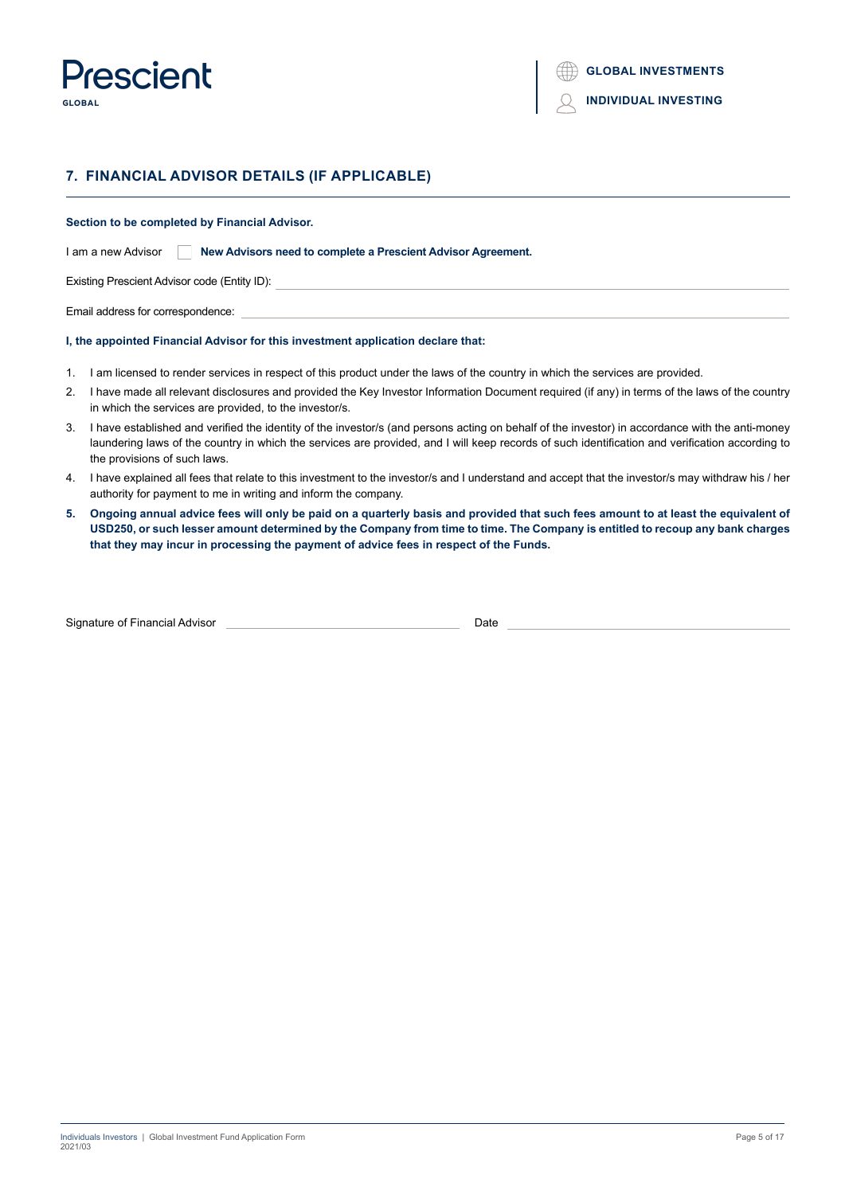## 7. FINANCIAL ADVISOR DETAILS (IF APPLICABLE)

**Section to be completed by Financial Advisor.**

I am a new Advisor ☐ **New Advisors need to complete a Prescient Advisor Agreement.**

Existing Prescient Advisor code (Entity ID): ______________________

Email address for correspondence: ______________________

**I, the appointed Financial Advisor for this investment application declare that:**

1. I am licensed to render services in respect of this product under the laws of the country in which the services are provided.
2. I have made all relevant disclosures and provided the Key Investor Information Document required (if any) in terms of the laws of the country in which the services are provided, to the investor/s.
3. I have established and verified the identity of the investor/s (and persons acting on behalf of the investor) in accordance with the anti-money laundering laws of the country in which the services are provided, and I will keep records of such identification and verification according to the provisions of such laws.
4. I have explained all fees that relate to this investment to the investor/s and I understand and accept that the investor/s may withdraw his / her authority for payment to me in writing and inform the company.
5. **Ongoing annual advice fees will only be paid on a quarterly basis and provided that such fees amount to at least the equivalent of USD250, or such lesser amount determined by the Company from time to time. The Company is entitled to recoup any bank charges that they may incur in processing the payment of advice fees in respect of the Funds.**

Signature of Financial Advisor ______________________ Date ______________________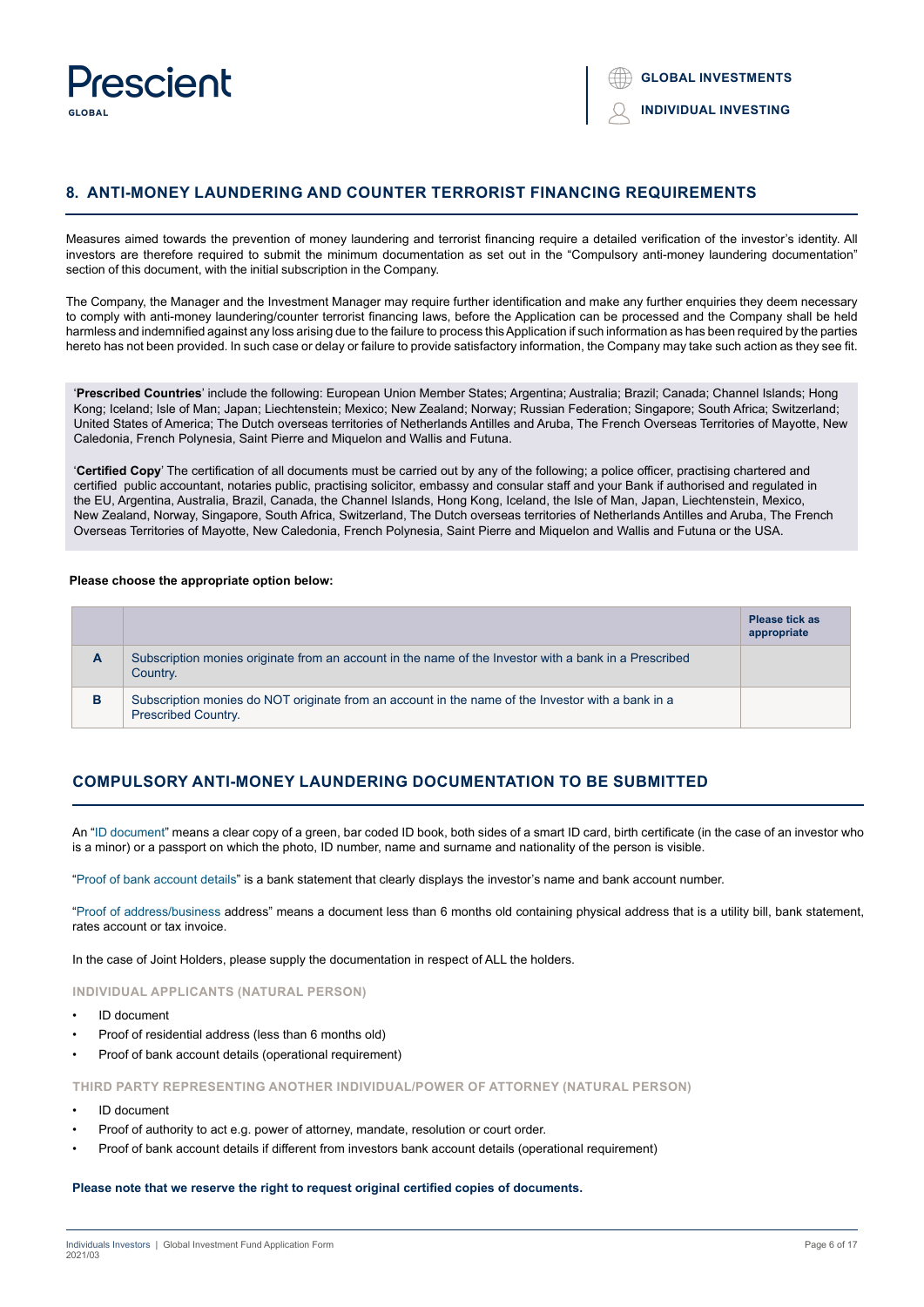## 8. ANTI-MONEY LAUNDERING AND COUNTER TERRORIST FINANCING REQUIREMENTS

Measures aimed towards the prevention of money laundering and terrorist financing require a detailed verification of the investor's identity. All investors are therefore required to submit the minimum documentation as set out in the "Compulsory anti-money laundering documentation" section of this document, with the initial subscription in the Company.

The Company, the Manager and the Investment Manager may require further identification and make any further enquiries they deem necessary to comply with anti-money laundering/counter terrorist financing laws, before the Application can be processed and the Company shall be held harmless and indemnified against any loss arising due to the failure to process this Application if such information as has been required by the parties hereto has not been provided. In such case or delay or failure to provide satisfactory information, the Company may take such action as they see fit.

'**Prescribed Countries**' include the following: European Union Member States; Argentina; Australia; Brazil; Canada; Channel Islands; Hong Kong; Iceland; Isle of Man; Japan; Liechtenstein; Mexico; New Zealand; Norway; Russian Federation; Singapore; South Africa; Switzerland; United States of America; The Dutch overseas territories of Netherlands Antilles and Aruba, The French Overseas Territories of Mayotte, New Caledonia, French Polynesia, Saint Pierre and Miquelon and Wallis and Futuna.

'**Certified Copy**' The certification of all documents must be carried out by any of the following; a police officer, practising chartered and certified public accountant, notaries public, practising solicitor, embassy and consular staff and your Bank if authorised and regulated in the EU, Argentina, Australia, Brazil, Canada, the Channel Islands, Hong Kong, Iceland, the Isle of Man, Japan, Liechtenstein, Mexico, New Zealand, Norway, Singapore, South Africa, Switzerland, The Dutch overseas territories of Netherlands Antilles and Aruba, The French Overseas Territories of Mayotte, New Caledonia, French Polynesia, Saint Pierre and Miquelon and Wallis and Futuna or the USA.

**Please choose the appropriate option below:**

| | | Please tick as appropriate |
|---|---|---|
| **A** | Subscription monies originate from an account in the name of the Investor with a bank in a Prescribed Country. | |
| **B** | Subscription monies do NOT originate from an account in the name of the Investor with a bank in a Prescribed Country. | |

## COMPULSORY ANTI-MONEY LAUNDERING DOCUMENTATION TO BE SUBMITTED

An "ID document" means a clear copy of a green, bar coded ID book, both sides of a smart ID card, birth certificate (in the case of an investor who is a minor) or a passport on which the photo, ID number, name and surname and nationality of the person is visible.

"Proof of bank account details" is a bank statement that clearly displays the investor's name and bank account number.

"Proof of address/business address" means a document less than 6 months old containing physical address that is a utility bill, bank statement, rates account or tax invoice.

In the case of Joint Holders, please supply the documentation in respect of ALL the holders.

### INDIVIDUAL APPLICANTS (NATURAL PERSON)

- ID document
- Proof of residential address (less than 6 months old)
- Proof of bank account details (operational requirement)

### THIRD PARTY REPRESENTING ANOTHER INDIVIDUAL/POWER OF ATTORNEY (NATURAL PERSON)

- ID document
- Proof of authority to act e.g. power of attorney, mandate, resolution or court order.
- Proof of bank account details if different from investors bank account details (operational requirement)

**Please note that we reserve the right to request original certified copies of documents.**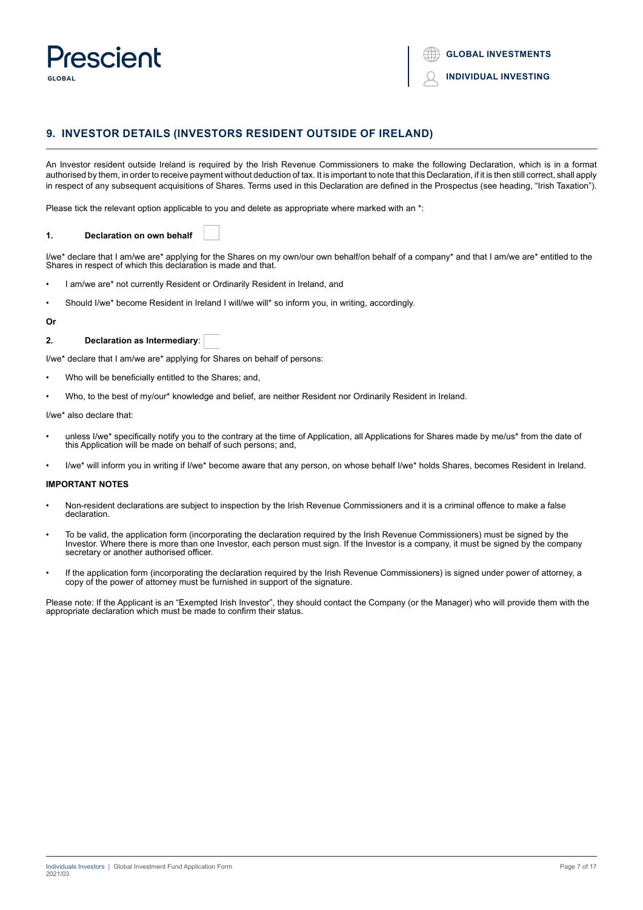## 9. INVESTOR DETAILS (INVESTORS RESIDENT OUTSIDE OF IRELAND)

An Investor resident outside Ireland is required by the Irish Revenue Commissioners to make the following Declaration, which is in a format authorised by them, in order to receive payment without deduction of tax. It is important to note that this Declaration, if it is then still correct, shall apply in respect of any subsequent acquisitions of Shares. Terms used in this Declaration are defined in the Prospectus (see heading, "Irish Taxation").

Please tick the relevant option applicable to you and delete as appropriate where marked with an *:

**1. Declaration on own behalf** ☐

I/we* declare that I am/we are* applying for the Shares on my own/our own behalf/on behalf of a company* and that I am/we are* entitled to the Shares in respect of which this declaration is made and that.

- I am/we are* not currently Resident or Ordinarily Resident in Ireland, and
- Should I/we* become Resident in Ireland I will/we will* so inform you, in writing, accordingly.

**Or**

**2. Declaration as Intermediary**: ☐

I/we* declare that I am/we are* applying for Shares on behalf of persons:

- Who will be beneficially entitled to the Shares; and,
- Who, to the best of my/our* knowledge and belief, are neither Resident nor Ordinarily Resident in Ireland.

I/we* also declare that:

- unless I/we* specifically notify you to the contrary at the time of Application, all Applications for Shares made by me/us* from the date of this Application will be made on behalf of such persons; and,
- I/we* will inform you in writing if I/we* become aware that any person, on whose behalf I/we* holds Shares, becomes Resident in Ireland.

**IMPORTANT NOTES**

- Non-resident declarations are subject to inspection by the Irish Revenue Commissioners and it is a criminal offence to make a false declaration.
- To be valid, the application form (incorporating the declaration required by the Irish Revenue Commissioners) must be signed by the Investor. Where there is more than one Investor, each person must sign. If the Investor is a company, it must be signed by the company secretary or another authorised officer.
- If the application form (incorporating the declaration required by the Irish Revenue Commissioners) is signed under power of attorney, a copy of the power of attorney must be furnished in support of the signature.

Please note: If the Applicant is an "Exempted Irish Investor", they should contact the Company (or the Manager) who will provide them with the appropriate declaration which must be made to confirm their status.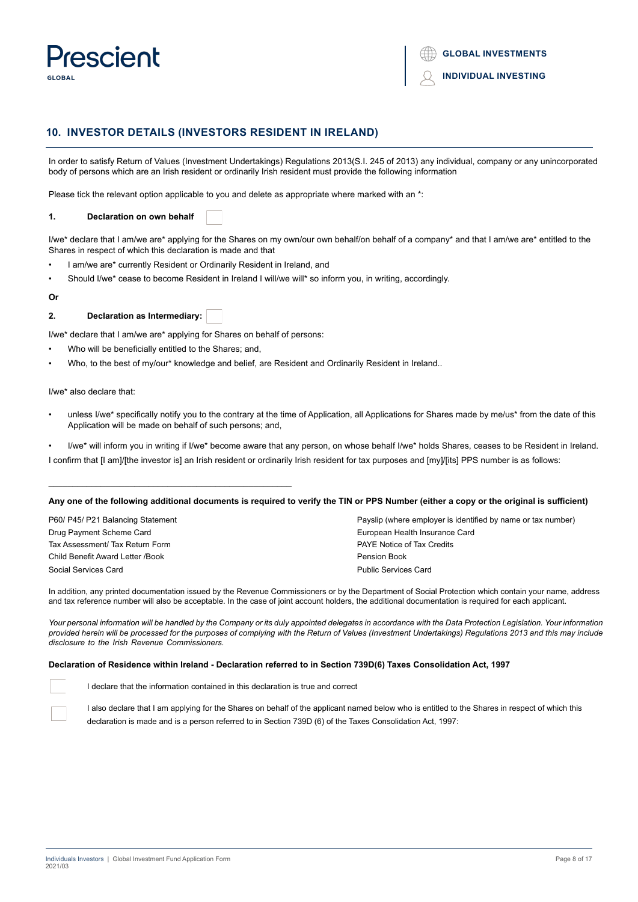## 10. INVESTOR DETAILS (INVESTORS RESIDENT IN IRELAND)

In order to satisfy Return of Values (Investment Undertakings) Regulations 2013(S.I. 245 of 2013) any individual, company or any unincorporated body of persons which are an Irish resident or ordinarily Irish resident must provide the following information

Please tick the relevant option applicable to you and delete as appropriate where marked with an *:

**1. Declaration on own behalf** ☐

I/we* declare that I am/we are* applying for the Shares on my own/our own behalf/on behalf of a company* and that I am/we are* entitled to the Shares in respect of which this declaration is made and that

- I am/we are* currently Resident or Ordinarily Resident in Ireland, and
- Should I/we* cease to become Resident in Ireland I will/we will* so inform you, in writing, accordingly.

**Or**

**2. Declaration as Intermediary:** ☐

I/we* declare that I am/we are* applying for Shares on behalf of persons:

- Who will be beneficially entitled to the Shares; and,
- Who, to the best of my/our* knowledge and belief, are Resident and Ordinarily Resident in Ireland..

I/we* also declare that:

- unless I/we* specifically notify you to the contrary at the time of Application, all Applications for Shares made by me/us* from the date of this Application will be made on behalf of such persons; and,
- I/we* will inform you in writing if I/we* become aware that any person, on whose behalf I/we* holds Shares, ceases to be Resident in Ireland.

I confirm that [I am]/[the investor is] an Irish resident or ordinarily Irish resident for tax purposes and [my]/[its] PPS number is as follows:

\_\_\_\_\_\_\_\_\_\_\_\_\_\_\_\_\_\_\_\_\_\_\_\_\_\_\_\_\_\_\_\_\_\_\_\_\_\_\_\_\_\_\_\_\_\_\_\_

**Any one of the following additional documents is required to verify the TIN or PPS Number (either a copy or the original is sufficient)**

| | |
|---|---|
| P60/ P45/ P21 Balancing Statement | Payslip (where employer is identified by name or tax number) |
| Drug Payment Scheme Card | European Health Insurance Card |
| Tax Assessment/ Tax Return Form | PAYE Notice of Tax Credits |
| Child Benefit Award Letter /Book | Pension Book |
| Social Services Card | Public Services Card |

In addition, any printed documentation issued by the Revenue Commissioners or by the Department of Social Protection which contain your name, address and tax reference number will also be acceptable. In the case of joint account holders, the additional documentation is required for each applicant.

*Your personal information will be handled by the Company or its duly appointed delegates in accordance with the Data Protection Legislation. Your information provided herein will be processed for the purposes of complying with the Return of Values (Investment Undertakings) Regulations 2013 and this may include disclosure to the Irish Revenue Commissioners.*

**Declaration of Residence within Ireland - Declaration referred to in Section 739D(6) Taxes Consolidation Act, 1997**

☐ I declare that the information contained in this declaration is true and correct

☐ I also declare that I am applying for the Shares on behalf of the applicant named below who is entitled to the Shares in respect of which this declaration is made and is a person referred to in Section 739D (6) of the Taxes Consolidation Act, 1997: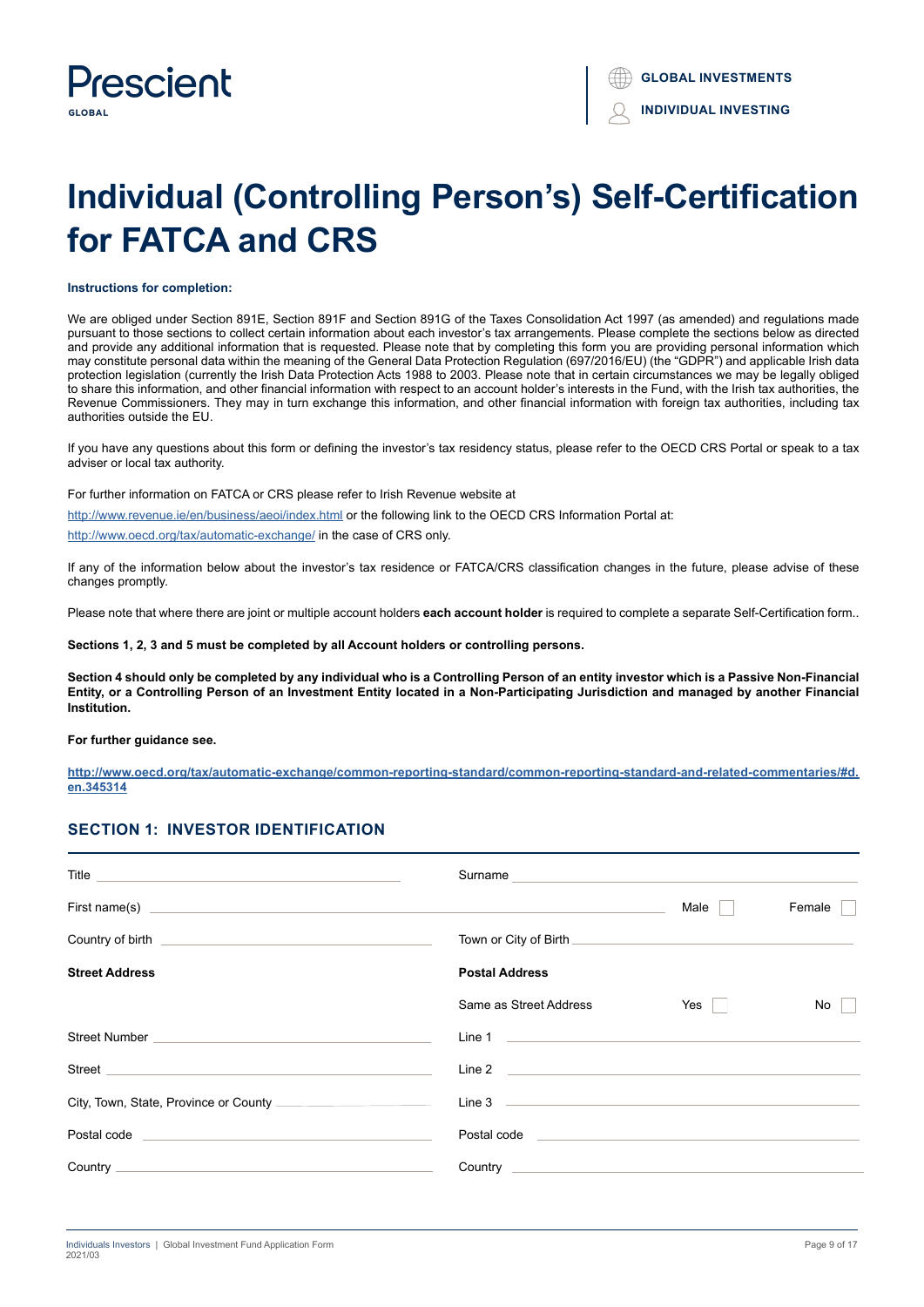Prescient GLOBAL

GLOBAL INVESTMENTS

INDIVIDUAL INVESTING

# Individual (Controlling Person's) Self-Certification for FATCA and CRS

**Instructions for completion:**

We are obliged under Section 891E, Section 891F and Section 891G of the Taxes Consolidation Act 1997 (as amended) and regulations made pursuant to those sections to collect certain information about each investor's tax arrangements. Please complete the sections below as directed and provide any additional information that is requested. Please note that by completing this form you are providing personal information which may constitute personal data within the meaning of the General Data Protection Regulation (697/2016/EU) (the "GDPR") and applicable Irish data protection legislation (currently the Irish Data Protection Acts 1988 to 2003. Please note that in certain circumstances we may be legally obliged to share this information, and other financial information with respect to an account holder's interests in the Fund, with the Irish tax authorities, the Revenue Commissioners. They may in turn exchange this information, and other financial information with foreign tax authorities, including tax authorities outside the EU.

If you have any questions about this form or defining the investor's tax residency status, please refer to the OECD CRS Portal or speak to a tax adviser or local tax authority.

For further information on FATCA or CRS please refer to Irish Revenue website at

http://www.revenue.ie/en/business/aeoi/index.html or the following link to the OECD CRS Information Portal at:

http://www.oecd.org/tax/automatic-exchange/ in the case of CRS only.

If any of the information below about the investor's tax residence or FATCA/CRS classification changes in the future, please advise of these changes promptly.

Please note that where there are joint or multiple account holders **each account holder** is required to complete a separate Self-Certification form..

**Sections 1, 2, 3 and 5 must be completed by all Account holders or controlling persons.**

**Section 4 should only be completed by any individual who is a Controlling Person of an entity investor which is a Passive Non-Financial Entity, or a Controlling Person of an Investment Entity located in a Non-Participating Jurisdiction and managed by another Financial Institution.**

**For further guidance see.**

**http://www.oecd.org/tax/automatic-exchange/common-reporting-standard/common-reporting-standard-and-related-commentaries/#d.en.345314**

## SECTION 1: INVESTOR IDENTIFICATION

Title ______________________

Surname ______________________

First name(s) ______________________ Male ☐ Female ☐

Country of birth ______________________

Town or City of Birth ______________________

| **Street Address** | **Postal Address** |
|---|---|
| | Same as Street Address Yes ☐ No ☐ |
| Street Number ______________ | Line 1 ______________ |
| Street ______________ | Line 2 ______________ |
| City, Town, State, Province or County ______________ | Line 3 ______________ |
| Postal code ______________ | Postal code ______________ |
| Country ______________ | Country ______________ |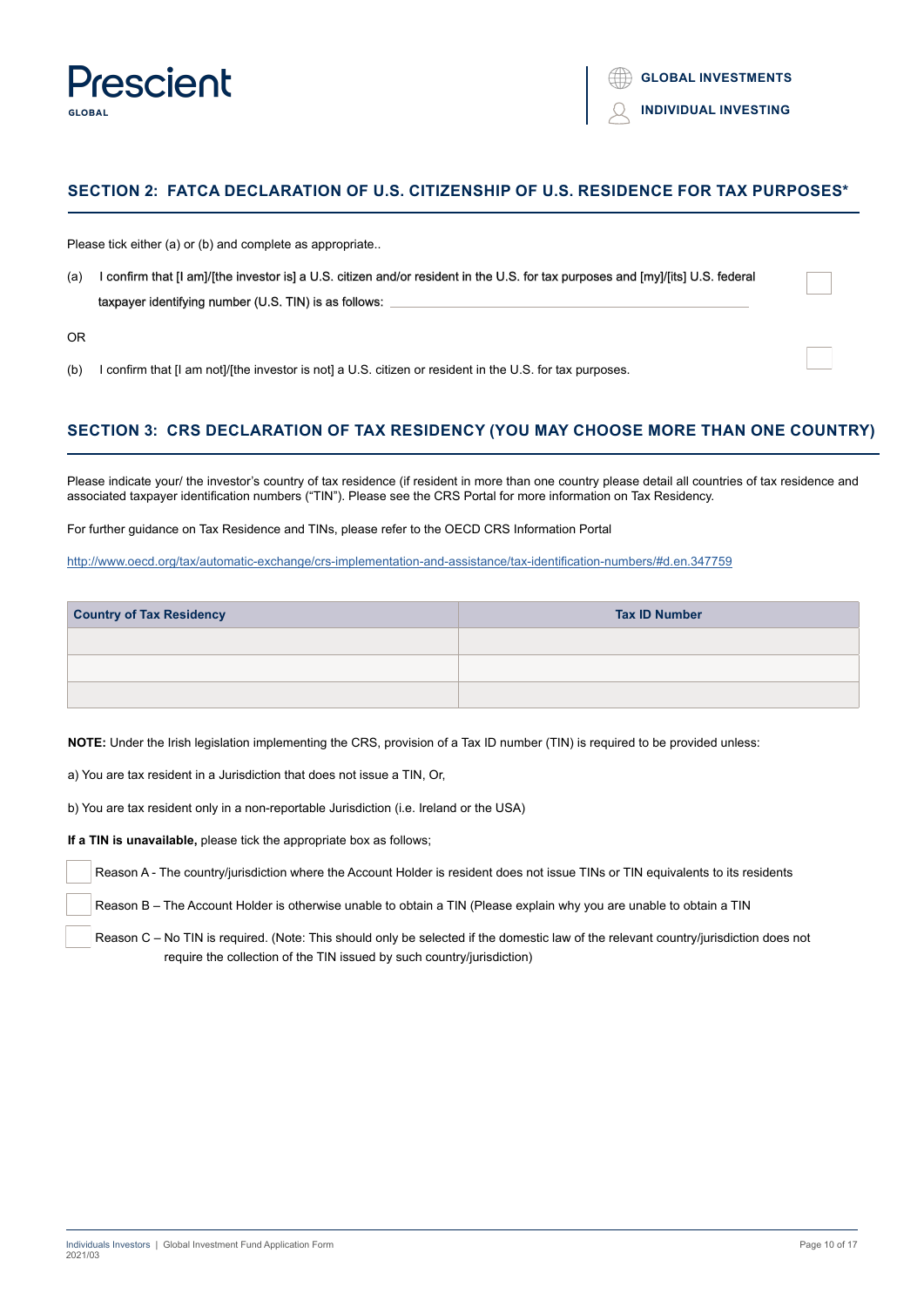## SECTION 2: FATCA DECLARATION OF U.S. CITIZENSHIP OF U.S. RESIDENCE FOR TAX PURPOSES*

Please tick either (a) or (b) and complete as appropriate..

(a) I confirm that [I am]/[the investor is] a U.S. citizen and/or resident in the U.S. for tax purposes and [my]/[its] U.S. federal taxpayer identifying number (U.S. TIN) is as follows: ______________________________ ☐

OR

(b) I confirm that [I am not]/[the investor is not] a U.S. citizen or resident in the U.S. for tax purposes. ☐

## SECTION 3: CRS DECLARATION OF TAX RESIDENCY (YOU MAY CHOOSE MORE THAN ONE COUNTRY)

Please indicate your/ the investor's country of tax residence (if resident in more than one country please detail all countries of tax residence and associated taxpayer identification numbers ("TIN"). Please see the CRS Portal for more information on Tax Residency.

For further guidance on Tax Residence and TINs, please refer to the OECD CRS Information Portal

http://www.oecd.org/tax/automatic-exchange/crs-implementation-and-assistance/tax-identification-numbers/#d.en.347759

| Country of Tax Residency | Tax ID Number |
|---|---|
| | |
| | |
| | |

**NOTE:** Under the Irish legislation implementing the CRS, provision of a Tax ID number (TIN) is required to be provided unless:

a) You are tax resident in a Jurisdiction that does not issue a TIN, Or,

b) You are tax resident only in a non-reportable Jurisdiction (i.e. Ireland or the USA)

**If a TIN is unavailable,** please tick the appropriate box as follows;

☐ Reason A - The country/jurisdiction where the Account Holder is resident does not issue TINs or TIN equivalents to its residents

☐ Reason B – The Account Holder is otherwise unable to obtain a TIN (Please explain why you are unable to obtain a TIN

☐ Reason C – No TIN is required. (Note: This should only be selected if the domestic law of the relevant country/jurisdiction does not require the collection of the TIN issued by such country/jurisdiction)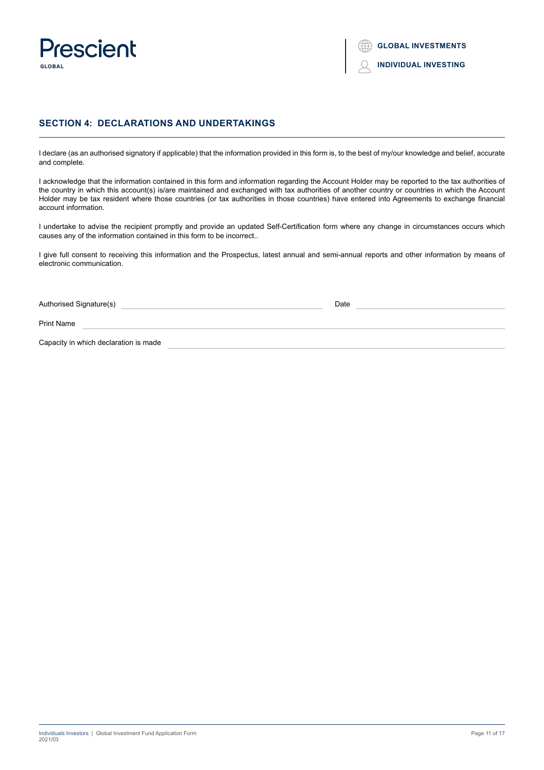## SECTION 4: DECLARATIONS AND UNDERTAKINGS

I declare (as an authorised signatory if applicable) that the information provided in this form is, to the best of my/our knowledge and belief, accurate and complete.

I acknowledge that the information contained in this form and information regarding the Account Holder may be reported to the tax authorities of the country in which this account(s) is/are maintained and exchanged with tax authorities of another country or countries in which the Account Holder may be tax resident where those countries (or tax authorities in those countries) have entered into Agreements to exchange financial account information.

I undertake to advise the recipient promptly and provide an updated Self-Certification form where any change in circumstances occurs which causes any of the information contained in this form to be incorrect..

I give full consent to receiving this information and the Prospectus, latest annual and semi-annual reports and other information by means of electronic communication.

Authorised Signature(s) ______________________ Date ______________________

Print Name ______________________

Capacity in which declaration is made ______________________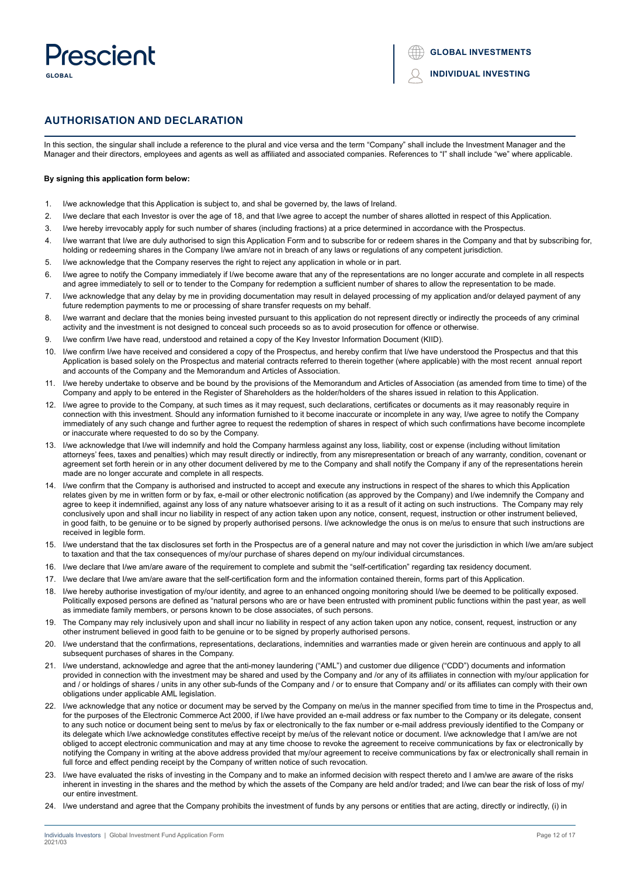## AUTHORISATION AND DECLARATION

In this section, the singular shall include a reference to the plural and vice versa and the term "Company" shall include the Investment Manager and the Manager and their directors, employees and agents as well as affiliated and associated companies. References to "I" shall include "we" where applicable.

**By signing this application form below:**

1. I/we acknowledge that this Application is subject to, and shal be governed by, the laws of Ireland.
2. I/we declare that each Investor is over the age of 18, and that I/we agree to accept the number of shares allotted in respect of this Application.
3. I/we hereby irrevocably apply for such number of shares (including fractions) at a price determined in accordance with the Prospectus.
4. I/we warrant that I/we are duly authorised to sign this Application Form and to subscribe for or redeem shares in the Company and that by subscribing for, holding or redeeming shares in the Company I/we am/are not in breach of any laws or regulations of any competent jurisdiction.
5. I/we acknowledge that the Company reserves the right to reject any application in whole or in part.
6. I/we agree to notify the Company immediately if I/we become aware that any of the representations are no longer accurate and complete in all respects and agree immediately to sell or to tender to the Company for redemption a sufficient number of shares to allow the representation to be made.
7. I/we acknowledge that any delay by me in providing documentation may result in delayed processing of my application and/or delayed payment of any future redemption payments to me or processing of share transfer requests on my behalf.
8. I/we warrant and declare that the monies being invested pursuant to this application do not represent directly or indirectly the proceeds of any criminal activity and the investment is not designed to conceal such proceeds so as to avoid prosecution for offence or otherwise.
9. I/we confirm I/we have read, understood and retained a copy of the Key Investor Information Document (KIID).
10. I/we confirm I/we have received and considered a copy of the Prospectus, and hereby confirm that I/we have understood the Prospectus and that this Application is based solely on the Prospectus and material contracts referred to therein together (where applicable) with the most recent annual report and accounts of the Company and the Memorandum and Articles of Association.
11. I/we hereby undertake to observe and be bound by the provisions of the Memorandum and Articles of Association (as amended from time to time) of the Company and apply to be entered in the Register of Shareholders as the holder/holders of the shares issued in relation to this Application.
12. I/we agree to provide to the Company, at such times as it may request, such declarations, certificates or documents as it may reasonably require in connection with this investment. Should any information furnished to it become inaccurate or incomplete in any way, I/we agree to notify the Company immediately of any such change and further agree to request the redemption of shares in respect of which such confirmations have become incomplete or inaccurate where requested to do so by the Company.
13. I/we acknowledge that I/we will indemnify and hold the Company harmless against any loss, liability, cost or expense (including without limitation attorneys' fees, taxes and penalties) which may result directly or indirectly, from any misrepresentation or breach of any warranty, condition, covenant or agreement set forth herein or in any other document delivered by me to the Company and shall notify the Company if any of the representations herein made are no longer accurate and complete in all respects.
14. I/we confirm that the Company is authorised and instructed to accept and execute any instructions in respect of the shares to which this Application relates given by me in written form or by fax, e-mail or other electronic notification (as approved by the Company) and I/we indemnify the Company and agree to keep it indemnified, against any loss of any nature whatsoever arising to it as a result of it acting on such instructions. The Company may rely conclusively upon and shall incur no liability in respect of any action taken upon any notice, consent, request, instruction or other instrument believed, in good faith, to be genuine or to be signed by properly authorised persons. I/we acknowledge the onus is on me/us to ensure that such instructions are received in legible form.
15. I/we understand that the tax disclosures set forth in the Prospectus are of a general nature and may not cover the jurisdiction in which I/we am/are subject to taxation and that the tax consequences of my/our purchase of shares depend on my/our individual circumstances.
16. I/we declare that I/we am/are aware of the requirement to complete and submit the "self-certification" regarding tax residency document.
17. I/we declare that I/we am/are aware that the self-certification form and the information contained therein, forms part of this Application.
18. I/we hereby authorise investigation of my/our identity, and agree to an enhanced ongoing monitoring should I/we be deemed to be politically exposed. Politically exposed persons are defined as "natural persons who are or have been entrusted with prominent public functions within the past year, as well as immediate family members, or persons known to be close associates, of such persons.
19. The Company may rely inclusively upon and shall incur no liability in respect of any action taken upon any notice, consent, request, instruction or any other instrument believed in good faith to be genuine or to be signed by properly authorised persons.
20. I/we understand that the confirmations, representations, declarations, indemnities and warranties made or given herein are continuous and apply to all subsequent purchases of shares in the Company.
21. I/we understand, acknowledge and agree that the anti-money laundering ("AML") and customer due diligence ("CDD") documents and information provided in connection with the investment may be shared and used by the Company and /or any of its affiliates in connection with my/our application for and / or holdings of shares / units in any other sub-funds of the Company and / or to ensure that Company and/ or its affiliates can comply with their own obligations under applicable AML legislation.
22. I/we acknowledge that any notice or document may be served by the Company on me/us in the manner specified from time to time in the Prospectus and, for the purposes of the Electronic Commerce Act 2000, if I/we have provided an e-mail address or fax number to the Company or its delegate, consent to any such notice or document being sent to me/us by fax or electronically to the fax number or e-mail address previously identified to the Company or its delegate which I/we acknowledge constitutes effective receipt by me/us of the relevant notice or document. I/we acknowledge that I am/we are not obliged to accept electronic communication and may at any time choose to revoke the agreement to receive communications by fax or electronically by notifying the Company in writing at the above address provided that my/our agreement to receive communications by fax or electronically shall remain in full force and effect pending receipt by the Company of written notice of such revocation.
23. I/we have evaluated the risks of investing in the Company and to make an informed decision with respect thereto and I am/we are aware of the risks inherent in investing in the shares and the method by which the assets of the Company are held and/or traded; and I/we can bear the risk of loss of my/our entire investment.
24. I/we understand and agree that the Company prohibits the investment of funds by any persons or entities that are acting, directly or indirectly, (i) in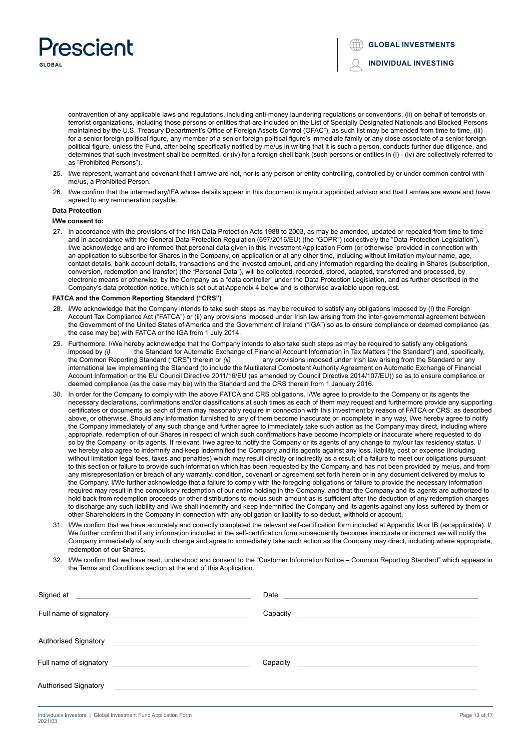contravention of any applicable laws and regulations, including anti-money laundering regulations or conventions, (ii) on behalf of terrorists or terrorist organizations, including those persons or entities that are included on the List of Specially Designated Nationals and Blocked Persons maintained by the U.S. Treasury Department's Office of Foreign Assets Control (OFAC"), as such list may be amended from time to time, (iii) for a senior foreign political figure, any member of a senior foreign political figure's immediate family or any close associate of a senior foreign political figure, unless the Fund, after being specifically notified by me/us in writing that it is such a person, conducts further due diligence, and determines that such investment shall be permitted, or (iv) for a foreign shell bank (such persons or entities in (i) - (iv) are collectively referred to as "Prohibited Persons").

25. I/we represent, warrant and covenant that I am/we are not, nor is any person or entity controlling, controlled by or under common control with me/us, a Prohibited Person.

26. I/we confirm that the intermediary/IFA whose details appear in this document is my/our appointed advisor and that I am/we are aware and have agreed to any remuneration payable.

**Data Protection**

**I/We consent to:**

27. In accordance with the provisions of the Irish Data Protection Acts 1988 to 2003, as may be amended, updated or repealed from time to time and in accordance with the General Data Protection Regulation (697/2016/EU) (the "GDPR") (collectively the "Data Protection Legislation"), I/we acknowledge and are informed that personal data given in this Investment Application Form (or otherwise provided in connection with an application to subscribe for Shares in the Company, on application or at any other time, including without limitation my/our name, age, contact details, bank account details, transactions and the invested amount, and any information regarding the dealing in Shares (subscription, conversion, redemption and transfer) (the "Personal Data"), will be collected, recorded, stored, adapted, transferred and processed, by electronic means or otherwise, by the Company as a "data controller" under the Data Protection Legislation, and as further described in the Company's data protection notice, which is set out at Appendix 4 below and is otherwise available upon request.

**FATCA and the Common Reporting Standard ("CRS")**

28. I/We acknowledge that the Company intends to take such steps as may be required to satisfy any obligations imposed by (i) the Foreign Account Tax Compliance Act ("FATCA") or (ii) any provisions imposed under Irish law arising from the inter-governmental agreement between the Government of the United States of America and the Government of Ireland ("IGA") so as to ensure compliance or deemed compliance (as the case may be) with FATCA or the IGA from 1 July 2014.

29. Furthermore, I/We hereby acknowledge that the Company intends to also take such steps as may be required to satisfy any obligations imposed by *(i)* the Standard for Automatic Exchange of Financial Account Information in Tax Matters ("the Standard") and, specifically, the Common Reporting Standard ("CRS") therein or *(ii)* any provisions imposed under Irish law arising from the Standard or any international law implementing the Standard (to include the Multilateral Competent Authority Agreement on Automatic Exchange of Financial Account Information or the EU Council Directive 2011/16/EU (as amended by Council Directive 2014/107/EU)) so as to ensure compliance or deemed compliance (as the case may be) with the Standard and the CRS therein from 1 January 2016.

30. In order for the Company to comply with the above FATCA and CRS obligations, I/We agree to provide to the Company or its agents the necessary declarations, confirmations and/or classifications at such times as each of them may request and furthermore provide any supporting certificates or documents as each of them may reasonably require in connection with this investment by reason of FATCA or CRS, as described above, or otherwise. Should any information furnished to any of them become inaccurate or incomplete in any way, I/we hereby agree to notify the Company immediately of any such change and further agree to immediately take such action as the Company may direct, including where appropriate, redemption of our Shares in respect of which such confirmations have become incomplete or inaccurate where requested to do so by the Company or its agents. If relevant, I/we agree to notify the Company or its agents of any change to my/our tax residency status. I/we hereby also agree to indemnify and keep indemnified the Company and its agents against any loss, liability, cost or expense (including without limitation legal fees, taxes and penalties) which may result directly or indirectly as a result of a failure to meet our obligations pursuant to this section or failure to provide such information which has been requested by the Company and has not been provided by me/us, and from any misrepresentation or breach of any warranty, condition, covenant or agreement set forth herein or in any document delivered by me/us to the Company. I/We further acknowledge that a failure to comply with the foregoing obligations or failure to provide the necessary information required may result in the compulsory redemption of our entire holding in the Company, and that the Company and its agents are authorized to hold back from redemption proceeds or other distributions to me/us such amount as is sufficient after the deduction of any redemption charges to discharge any such liability and I/we shall indemnify and keep indemnified the Company and its agents against any loss suffered by them or other Shareholders in the Company in connection with any obligation or liability to so deduct, withhold or account.

31. I/We confirm that we have accurately and correctly completed the relevant self-certification form included at Appendix IA or IB (as applicable). I/We further confirm that if any information included in the self-certification form subsequently becomes inaccurate or incorrect we will notify the Company immediately of any such change and agree to immediately take such action as the Company may direct, including where appropriate, redemption of our Shares.

32. I/We confirm that we have read, understood and consent to the "Customer Information Notice – Common Reporting Standard" which appears in the Terms and Conditions section at the end of this Application.

Signed at ______________________ Date ______________________

Full name of signatory ______________________ Capacity ______________________

Authorised Signatory ______________________

Full name of signatory ______________________ Capacity ______________________

Authorised Signatory ______________________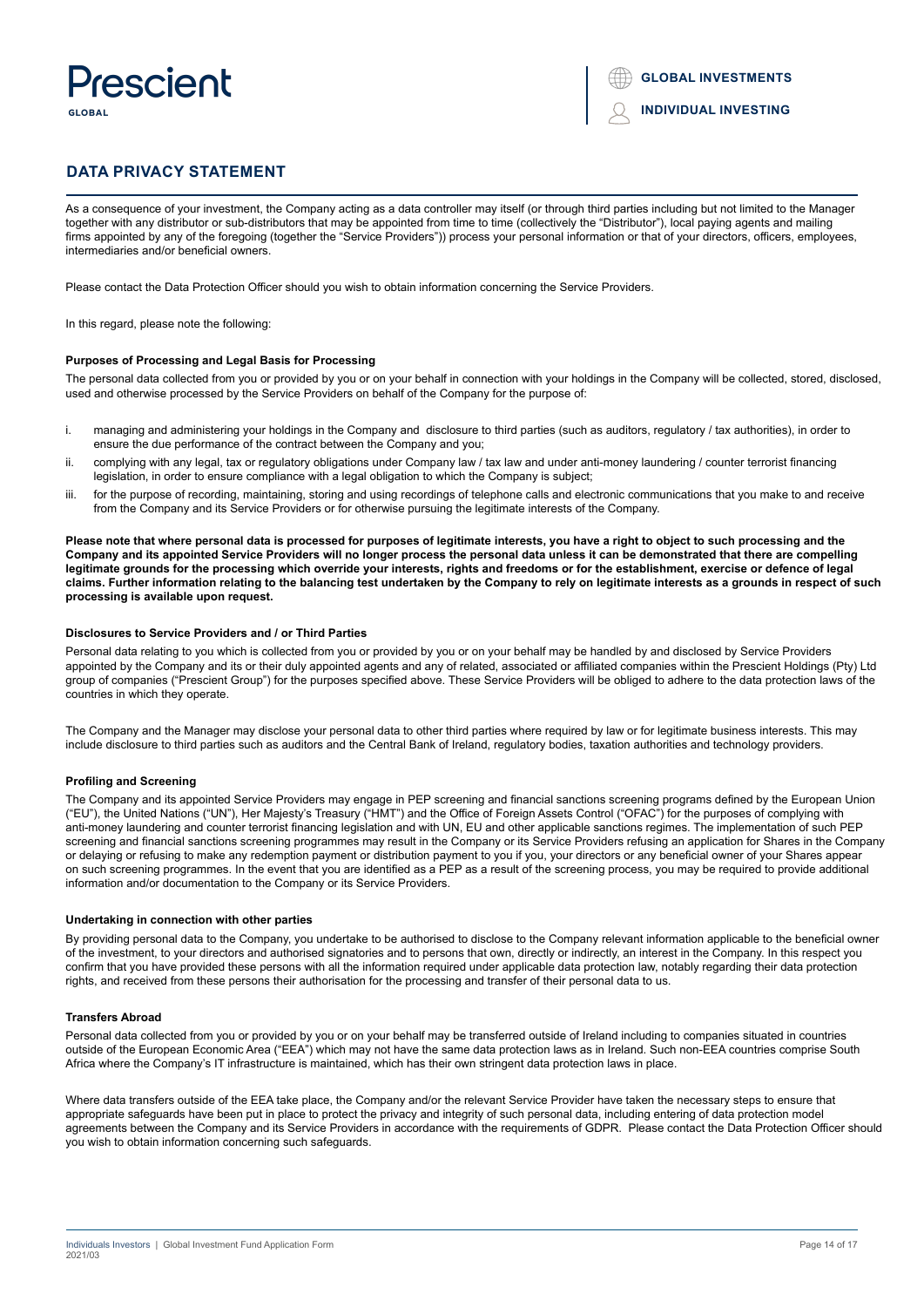# DATA PRIVACY STATEMENT

As a consequence of your investment, the Company acting as a data controller may itself (or through third parties including but not limited to the Manager together with any distributor or sub-distributors that may be appointed from time to time (collectively the “Distributor”), local paying agents and mailing firms appointed by any of the foregoing (together the “Service Providers”)) process your personal information or that of your directors, officers, employees, intermediaries and/or beneficial owners.

Please contact the Data Protection Officer should you wish to obtain information concerning the Service Providers.

In this regard, please note the following:

**Purposes of Processing and Legal Basis for Processing**

The personal data collected from you or provided by you or on your behalf in connection with your holdings in the Company will be collected, stored, disclosed, used and otherwise processed by the Service Providers on behalf of the Company for the purpose of:

i. managing and administering your holdings in the Company and disclosure to third parties (such as auditors, regulatory / tax authorities), in order to ensure the due performance of the contract between the Company and you;
ii. complying with any legal, tax or regulatory obligations under Company law / tax law and under anti-money laundering / counter terrorist financing legislation, in order to ensure compliance with a legal obligation to which the Company is subject;
iii. for the purpose of recording, maintaining, storing and using recordings of telephone calls and electronic communications that you make to and receive from the Company and its Service Providers or for otherwise pursuing the legitimate interests of the Company.

**Please note that where personal data is processed for purposes of legitimate interests, you have a right to object to such processing and the Company and its appointed Service Providers will no longer process the personal data unless it can be demonstrated that there are compelling legitimate grounds for the processing which override your interests, rights and freedoms or for the establishment, exercise or defence of legal claims. Further information relating to the balancing test undertaken by the Company to rely on legitimate interests as a grounds in respect of such processing is available upon request.**

**Disclosures to Service Providers and / or Third Parties**

Personal data relating to you which is collected from you or provided by you or on your behalf may be handled by and disclosed by Service Providers appointed by the Company and its or their duly appointed agents and any of related, associated or affiliated companies within the Prescient Holdings (Pty) Ltd group of companies (“Prescient Group”) for the purposes specified above. These Service Providers will be obliged to adhere to the data protection laws of the countries in which they operate.

The Company and the Manager may disclose your personal data to other third parties where required by law or for legitimate business interests. This may include disclosure to third parties such as auditors and the Central Bank of Ireland, regulatory bodies, taxation authorities and technology providers.

**Profiling and Screening**

The Company and its appointed Service Providers may engage in PEP screening and financial sanctions screening programs defined by the European Union (“EU”), the United Nations (“UN”), Her Majesty’s Treasury (“HMT”) and the Office of Foreign Assets Control (“OFAC”) for the purposes of complying with anti-money laundering and counter terrorist financing legislation and with UN, EU and other applicable sanctions regimes. The implementation of such PEP screening and financial sanctions screening programmes may result in the Company or its Service Providers refusing an application for Shares in the Company or delaying or refusing to make any redemption payment or distribution payment to you if you, your directors or any beneficial owner of your Shares appear on such screening programmes. In the event that you are identified as a PEP as a result of the screening process, you may be required to provide additional information and/or documentation to the Company or its Service Providers.

**Undertaking in connection with other parties**

By providing personal data to the Company, you undertake to be authorised to disclose to the Company relevant information applicable to the beneficial owner of the investment, to your directors and authorised signatories and to persons that own, directly or indirectly, an interest in the Company. In this respect you confirm that you have provided these persons with all the information required under applicable data protection law, notably regarding their data protection rights, and received from these persons their authorisation for the processing and transfer of their personal data to us.

**Transfers Abroad**

Personal data collected from you or provided by you or on your behalf may be transferred outside of Ireland including to companies situated in countries outside of the European Economic Area (“EEA”) which may not have the same data protection laws as in Ireland. Such non-EEA countries comprise South Africa where the Company’s IT infrastructure is maintained, which has their own stringent data protection laws in place.

Where data transfers outside of the EEA take place, the Company and/or the relevant Service Provider have taken the necessary steps to ensure that appropriate safeguards have been put in place to protect the privacy and integrity of such personal data, including entering of data protection model agreements between the Company and its Service Providers in accordance with the requirements of GDPR. Please contact the Data Protection Officer should you wish to obtain information concerning such safeguards.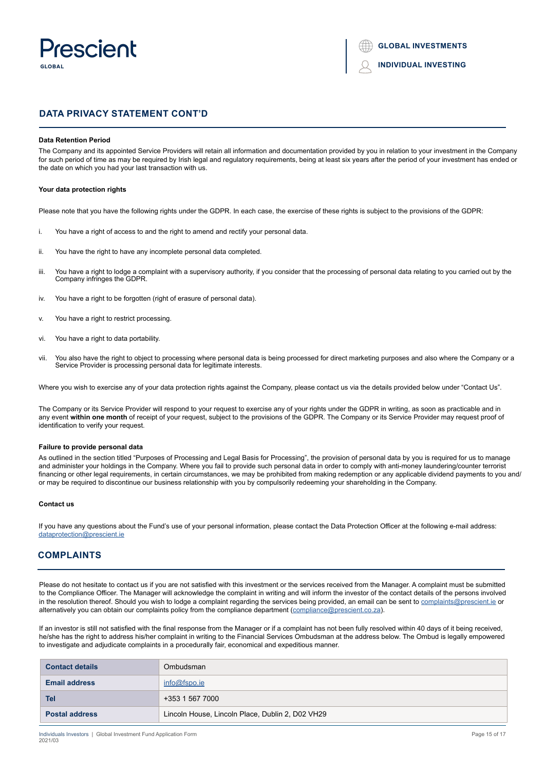## DATA PRIVACY STATEMENT CONT'D

**Data Retention Period**

The Company and its appointed Service Providers will retain all information and documentation provided by you in relation to your investment in the Company for such period of time as may be required by Irish legal and regulatory requirements, being at least six years after the period of your investment has ended or the date on which you had your last transaction with us.

**Your data protection rights**

Please note that you have the following rights under the GDPR. In each case, the exercise of these rights is subject to the provisions of the GDPR:

i. You have a right of access to and the right to amend and rectify your personal data.

ii. You have the right to have any incomplete personal data completed.

iii. You have a right to lodge a complaint with a supervisory authority, if you consider that the processing of personal data relating to you carried out by the Company infringes the GDPR.

iv. You have a right to be forgotten (right of erasure of personal data).

v. You have a right to restrict processing.

vi. You have a right to data portability.

vii. You also have the right to object to processing where personal data is being processed for direct marketing purposes and also where the Company or a Service Provider is processing personal data for legitimate interests.

Where you wish to exercise any of your data protection rights against the Company, please contact us via the details provided below under "Contact Us".

The Company or its Service Provider will respond to your request to exercise any of your rights under the GDPR in writing, as soon as practicable and in any event **within one month** of receipt of your request, subject to the provisions of the GDPR. The Company or its Service Provider may request proof of identification to verify your request.

**Failure to provide personal data**

As outlined in the section titled "Purposes of Processing and Legal Basis for Processing", the provision of personal data by you is required for us to manage and administer your holdings in the Company. Where you fail to provide such personal data in order to comply with anti-money laundering/counter terrorist financing or other legal requirements, in certain circumstances, we may be prohibited from making redemption or any applicable dividend payments to you and/or may be required to discontinue our business relationship with you by compulsorily redeeming your shareholding in the Company.

**Contact us**

If you have any questions about the Fund's use of your personal information, please contact the Data Protection Officer at the following e-mail address: dataprotection@prescient.ie

## COMPLAINTS

Please do not hesitate to contact us if you are not satisfied with this investment or the services received from the Manager. A complaint must be submitted to the Compliance Officer. The Manager will acknowledge the complaint in writing and will inform the investor of the contact details of the persons involved in the resolution thereof. Should you wish to lodge a complaint regarding the services being provided, an email can be sent to complaints@prescient.ie or alternatively you can obtain our complaints policy from the compliance department (compliance@prescient.co.za).

If an investor is still not satisfied with the final response from the Manager or if a complaint has not been fully resolved within 40 days of it being received, he/she has the right to address his/her complaint in writing to the Financial Services Ombudsman at the address below. The Ombud is legally empowered to investigate and adjudicate complaints in a procedurally fair, economical and expeditious manner.

| Contact details | Ombudsman |
|---|---|
| Email address | info@fspo.ie |
| Tel | +353 1 567 7000 |
| Postal address | Lincoln House, Lincoln Place, Dublin 2, D02 VH29 |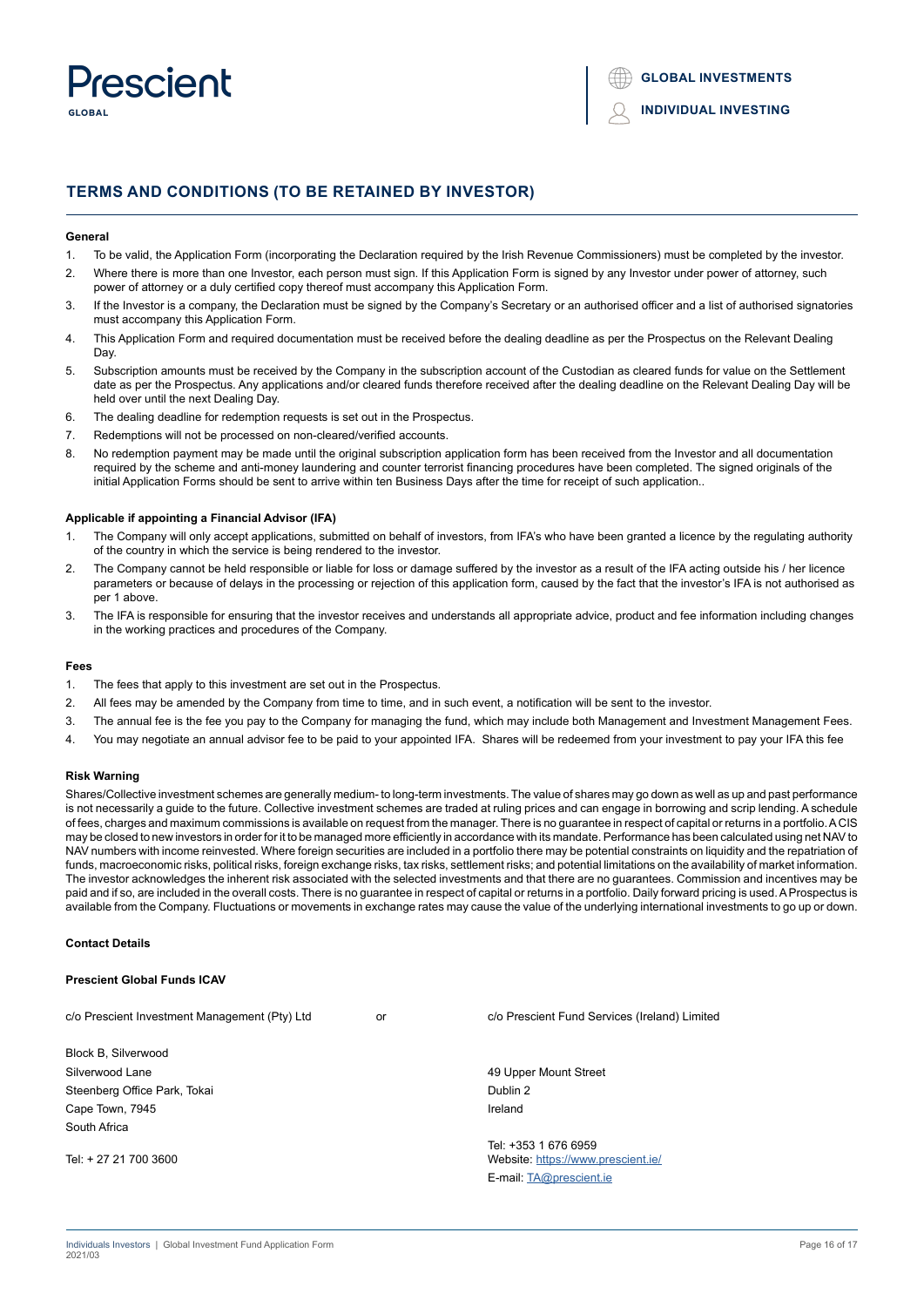# TERMS AND CONDITIONS (TO BE RETAINED BY INVESTOR)

**General**

1. To be valid, the Application Form (incorporating the Declaration required by the Irish Revenue Commissioners) must be completed by the investor.
2. Where there is more than one Investor, each person must sign. If this Application Form is signed by any Investor under power of attorney, such power of attorney or a duly certified copy thereof must accompany this Application Form.
3. If the Investor is a company, the Declaration must be signed by the Company's Secretary or an authorised officer and a list of authorised signatories must accompany this Application Form.
4. This Application Form and required documentation must be received before the dealing deadline as per the Prospectus on the Relevant Dealing Day.
5. Subscription amounts must be received by the Company in the subscription account of the Custodian as cleared funds for value on the Settlement date as per the Prospectus. Any applications and/or cleared funds therefore received after the dealing deadline on the Relevant Dealing Day will be held over until the next Dealing Day.
6. The dealing deadline for redemption requests is set out in the Prospectus.
7. Redemptions will not be processed on non-cleared/verified accounts.
8. No redemption payment may be made until the original subscription application form has been received from the Investor and all documentation required by the scheme and anti-money laundering and counter terrorist financing procedures have been completed. The signed originals of the initial Application Forms should be sent to arrive within ten Business Days after the time for receipt of such application..

**Applicable if appointing a Financial Advisor (IFA)**

1. The Company will only accept applications, submitted on behalf of investors, from IFA's who have been granted a licence by the regulating authority of the country in which the service is being rendered to the investor.
2. The Company cannot be held responsible or liable for loss or damage suffered by the investor as a result of the IFA acting outside his / her licence parameters or because of delays in the processing or rejection of this application form, caused by the fact that the investor's IFA is not authorised as per 1 above.
3. The IFA is responsible for ensuring that the investor receives and understands all appropriate advice, product and fee information including changes in the working practices and procedures of the Company.

**Fees**

1. The fees that apply to this investment are set out in the Prospectus.
2. All fees may be amended by the Company from time to time, and in such event, a notification will be sent to the investor.
3. The annual fee is the fee you pay to the Company for managing the fund, which may include both Management and Investment Management Fees.
4. You may negotiate an annual advisor fee to be paid to your appointed IFA. Shares will be redeemed from your investment to pay your IFA this fee

**Risk Warning**

Shares/Collective investment schemes are generally medium- to long-term investments. The value of shares may go down as well as up and past performance is not necessarily a guide to the future. Collective investment schemes are traded at ruling prices and can engage in borrowing and scrip lending. A schedule of fees, charges and maximum commissions is available on request from the manager. There is no guarantee in respect of capital or returns in a portfolio. A CIS may be closed to new investors in order for it to be managed more efficiently in accordance with its mandate. Performance has been calculated using net NAV to NAV numbers with income reinvested. Where foreign securities are included in a portfolio there may be potential constraints on liquidity and the repatriation of funds, macroeconomic risks, political risks, foreign exchange risks, tax risks, settlement risks; and potential limitations on the availability of market information. The investor acknowledges the inherent risk associated with the selected investments and that there are no guarantees. Commission and incentives may be paid and if so, are included in the overall costs. There is no guarantee in respect of capital or returns in a portfolio. Daily forward pricing is used. A Prospectus is available from the Company. Fluctuations or movements in exchange rates may cause the value of the underlying international investments to go up or down.

**Contact Details**

**Prescient Global Funds ICAV**

c/o Prescient Investment Management (Pty) Ltd

Block B, Silverwood
Silverwood Lane
Steenberg Office Park, Tokai
Cape Town, 7945
South Africa

Tel: + 27 21 700 3600

or

c/o Prescient Fund Services (Ireland) Limited

49 Upper Mount Street
Dublin 2
Ireland

Tel: +353 1 676 6959
Website: https://www.prescient.ie/
E-mail: TA@prescient.ie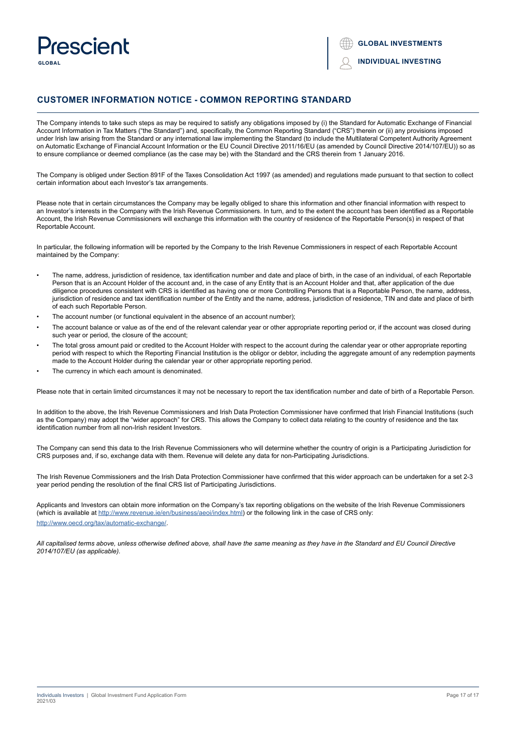# CUSTOMER INFORMATION NOTICE - COMMON REPORTING STANDARD

The Company intends to take such steps as may be required to satisfy any obligations imposed by (i) the Standard for Automatic Exchange of Financial Account Information in Tax Matters ("the Standard") and, specifically, the Common Reporting Standard ("CRS") therein or (ii) any provisions imposed under Irish law arising from the Standard or any international law implementing the Standard (to include the Multilateral Competent Authority Agreement on Automatic Exchange of Financial Account Information or the EU Council Directive 2011/16/EU (as amended by Council Directive 2014/107/EU)) so as to ensure compliance or deemed compliance (as the case may be) with the Standard and the CRS therein from 1 January 2016.

The Company is obliged under Section 891F of the Taxes Consolidation Act 1997 (as amended) and regulations made pursuant to that section to collect certain information about each Investor's tax arrangements.

Please note that in certain circumstances the Company may be legally obliged to share this information and other financial information with respect to an Investor's interests in the Company with the Irish Revenue Commissioners. In turn, and to the extent the account has been identified as a Reportable Account, the Irish Revenue Commissioners will exchange this information with the country of residence of the Reportable Person(s) in respect of that Reportable Account.

In particular, the following information will be reported by the Company to the Irish Revenue Commissioners in respect of each Reportable Account maintained by the Company:

- The name, address, jurisdiction of residence, tax identification number and date and place of birth, in the case of an individual, of each Reportable Person that is an Account Holder of the account and, in the case of any Entity that is an Account Holder and that, after application of the due diligence procedures consistent with CRS is identified as having one or more Controlling Persons that is a Reportable Person, the name, address, jurisdiction of residence and tax identification number of the Entity and the name, address, jurisdiction of residence, TIN and date and place of birth of each such Reportable Person.
- The account number (or functional equivalent in the absence of an account number);
- The account balance or value as of the end of the relevant calendar year or other appropriate reporting period or, if the account was closed during such year or period, the closure of the account;
- The total gross amount paid or credited to the Account Holder with respect to the account during the calendar year or other appropriate reporting period with respect to which the Reporting Financial Institution is the obligor or debtor, including the aggregate amount of any redemption payments made to the Account Holder during the calendar year or other appropriate reporting period.
- The currency in which each amount is denominated.

Please note that in certain limited circumstances it may not be necessary to report the tax identification number and date of birth of a Reportable Person.

In addition to the above, the Irish Revenue Commissioners and Irish Data Protection Commissioner have confirmed that Irish Financial Institutions (such as the Company) may adopt the "wider approach" for CRS. This allows the Company to collect data relating to the country of residence and the tax identification number from all non-Irish resident Investors.

The Company can send this data to the Irish Revenue Commissioners who will determine whether the country of origin is a Participating Jurisdiction for CRS purposes and, if so, exchange data with them. Revenue will delete any data for non-Participating Jurisdictions.

The Irish Revenue Commissioners and the Irish Data Protection Commissioner have confirmed that this wider approach can be undertaken for a set 2-3 year period pending the resolution of the final CRS list of Participating Jurisdictions.

Applicants and Investors can obtain more information on the Company's tax reporting obligations on the website of the Irish Revenue Commissioners (which is available at http://www.revenue.ie/en/business/aeoi/index.html) or the following link in the case of CRS only: http://www.oecd.org/tax/automatic-exchange/.

*All capitalised terms above, unless otherwise defined above, shall have the same meaning as they have in the Standard and EU Council Directive 2014/107/EU (as applicable).*